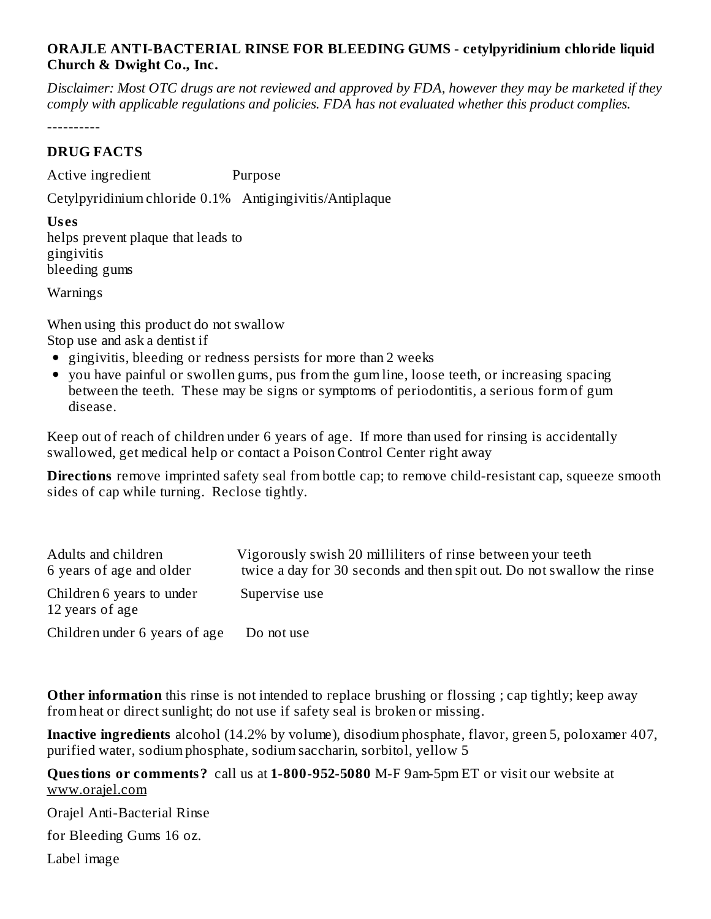**ORAJLE ANTI-BACTERIAL RINSE FOR BLEEDING GUMS - cetylpyridinium chloride liquid**
**Church & Dwight Co., Inc.**

*Disclaimer: Most OTC drugs are not reviewed and approved by FDA, however they may be marketed if they comply with applicable regulations and policies. FDA has not evaluated whether this product complies.*

----------

## DRUG FACTS

| Active ingredient | Purpose |
| --- | --- |
| Cetylpyridinium chloride 0.1% | Antigingivitis/Antiplaque |

**Uses**
helps prevent plaque that leads to
gingivitis
bleeding gums

Warnings

When using this product do not swallow
Stop use and ask a dentist if

- gingivitis, bleeding or redness persists for more than 2 weeks
- you have painful or swollen gums, pus from the gum line, loose teeth, or increasing spacing between the teeth. These may be signs or symptoms of periodontitis, a serious form of gum disease.

Keep out of reach of children under 6 years of age. If more than used for rinsing is accidentally swallowed, get medical help or contact a Poison Control Center right away

**Directions** remove imprinted safety seal from bottle cap; to remove child-resistant cap, squeeze smooth sides of cap while turning. Reclose tightly.

| | |
| --- | --- |
| Adults and children 6 years of age and older | Vigorously swish 20 milliliters of rinse between your teeth twice a day for 30 seconds and then spit out. Do not swallow the rinse |
| Children 6 years to under 12 years of age | Supervise use |
| Children under 6 years of age | Do not use |

**Other information** this rinse is not intended to replace brushing or flossing ; cap tightly; keep away from heat or direct sunlight; do not use if safety seal is broken or missing.

**Inactive ingredients** alcohol (14.2% by volume), disodium phosphate, flavor, green 5, poloxamer 407, purified water, sodium phosphate, sodium saccharin, sorbitol, yellow 5

**Questions or comments?** call us at **1-800-952-5080** M-F 9am-5pm ET or visit our website at www.orajel.com

Orajel Anti-Bacterial Rinse

for Bleeding Gums 16 oz.

Label image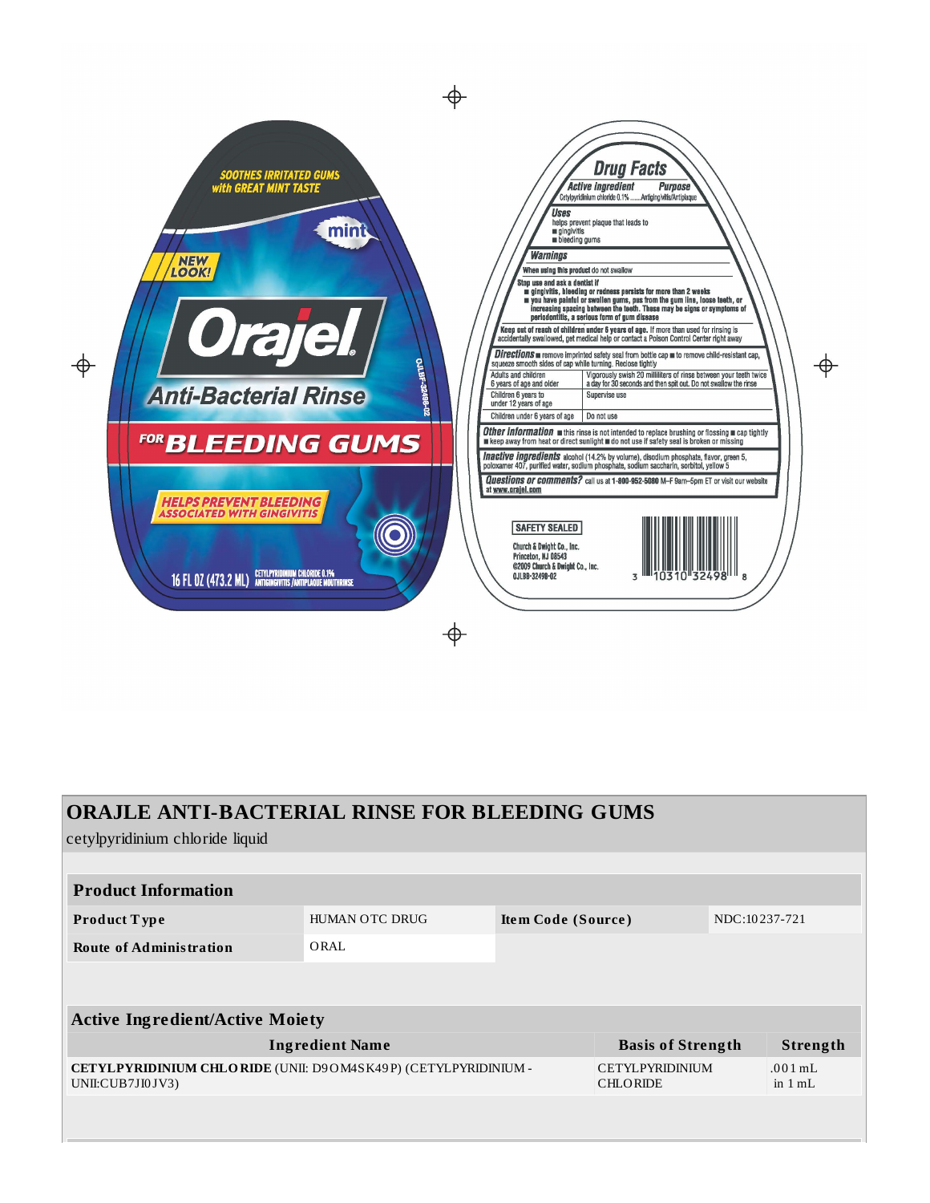SOOTHES IRRITATED GUMS with GREAT MINT TASTE

mint

NEW LOOK!

# Orajel

## Anti-Bacterial Rinse

## FOR BLEEDING GUMS

HELPS PREVENT BLEEDING ASSOCIATED WITH GINGIVITIS

16 FL OZ (473.2 ML) CETYLPYRIDINIUM CHLORIDE 0.1% ANTIGINGIVITIS/ANTIPLAQUE MOUTHRINSE

OJLBF-32498-02

## Drug Facts

**Active ingredient** — **Purpose**

Cetylpyridinium chloride 0.1% .......Antigingivitis/Antiplaque

**Uses**

helps prevent plaque that leads to
- gingivitis
- bleeding gums

**Warnings**

**When using this product** do not swallow

**Stop use and ask a dentist if**
- **gingivitis, bleeding or redness persists for more than 2 weeks**
- **you have painful or swollen gums, pus from the gum line, loose teeth, or increasing spacing between the teeth. These may be signs or symptoms of periodontitis, a serious form of gum disease**

**Keep out of reach of children under 6 years of age.** If more than used for rinsing is accidentally swallowed, get medical help or contact a Poison Control Center right away

**Directions**
- remove imprinted safety seal from bottle cap
- to remove child-resistant cap, squeeze smooth sides of cap while turning. Reclose tightly

| | |
|---|---|
| Adults and children 6 years of age and older | Vigorously swish 20 milliliters of rinse between your teeth twice a day for 30 seconds and then spit out. Do not swallow the rinse |
| Children 6 years to under 12 years of age | Supervise use |
| Children under 6 years of age | Do not use |

**Other information**
- this rinse is not intended to replace brushing or flossing
- cap tightly
- keep away from heat or direct sunlight
- do not use if safety seal is broken or missing

**Inactive ingredients** alcohol (14.2% by volume), disodium phosphate, flavor, green 5, poloxamer 407, purified water, sodium phosphate, sodium saccharin, sorbitol, yellow 5

**Questions or comments?** call us at **1-800-952-5080** M–F 9am–5pm ET or visit our website at **www.orajel.com**

SAFETY SEALED

Church & Dwight Co., Inc.
Princeton, NJ 08543
©2009 Church & Dwight Co., Inc.
OJLBB-32498-02

3 10310 32498 8

# ORAJLE ANTI-BACTERIAL RINSE FOR BLEEDING GUMS

cetylpyridinium chloride liquid

| Product Information | | | |
|---|---|---|---|
| **Product Type** | HUMAN OTC DRUG | **Item Code (Source)** | NDC:10237-721 |
| **Route of Administration** | ORAL | | |

| Active Ingredient/Active Moiety | | |
|---|---|---|
| **Ingredient Name** | **Basis of Strength** | **Strength** |
| **CETYLPYRIDINIUM CHLORIDE** (UNII: D9OM4SK49P) (CETYLPYRIDINIUM - UNII:CUB7JI0JV3) | CETYLPYRIDINIUM CHLORIDE | .001 mL in 1 mL |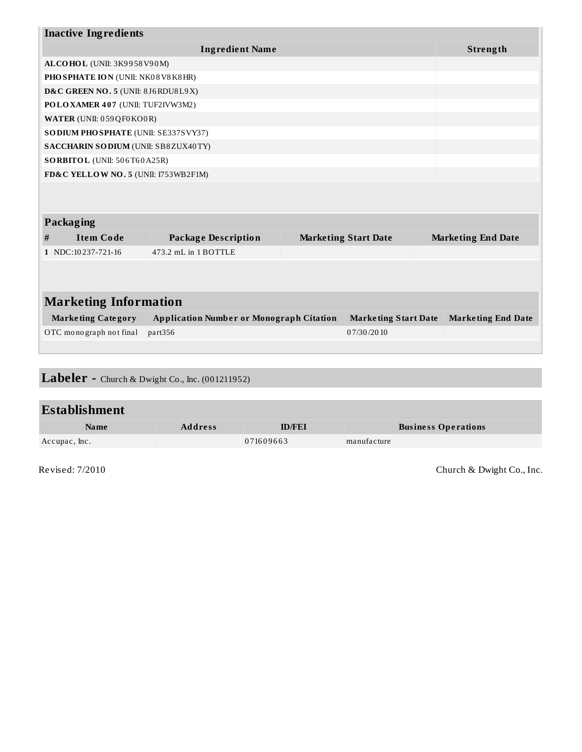| Inactive Ingredients | |
|---|---|
| **Ingredient Name** | **Strength** |
| **ALCOHOL** (UNII: 3K9958V90M) | |
| **PHOSPHATE ION** (UNII: NK08V8K8HR) | |
| **D&C GREEN NO. 5** (UNII: 8J6RDU8L9X) | |
| **POLOXAMER 407** (UNII: TUF2IVW3M2) | |
| **WATER** (UNII: 059QF0KO0R) | |
| **SODIUM PHOSPHATE** (UNII: SE337SVY37) | |
| **SACCHARIN SODIUM** (UNII: SB8ZUX40TY) | |
| **SORBITOL** (UNII: 506T60A25R) | |
| **FD&C YELLOW NO. 5** (UNII: I753WB2F1M) | |

| Packaging | | | | |
|---|---|---|---|---|
| **#** | **Item Code** | **Package Description** | **Marketing Start Date** | **Marketing End Date** |
| 1 | NDC:10237-721-16 | 473.2 mL in 1 BOTTLE | | |

## Marketing Information

| Marketing Category | Application Number or Monograph Citation | Marketing Start Date | Marketing End Date |
|---|---|---|---|
| OTC monograph not final | part356 | 07/30/2010 | |

## Labeler - Church & Dwight Co., Inc. (001211952)

## Establishment

| Name | Address | ID/FEI | Business Operations |
|---|---|---|---|
| Accupac, Inc. | | 071609663 | manufacture |

Revised: 7/2010

Church & Dwight Co., Inc.